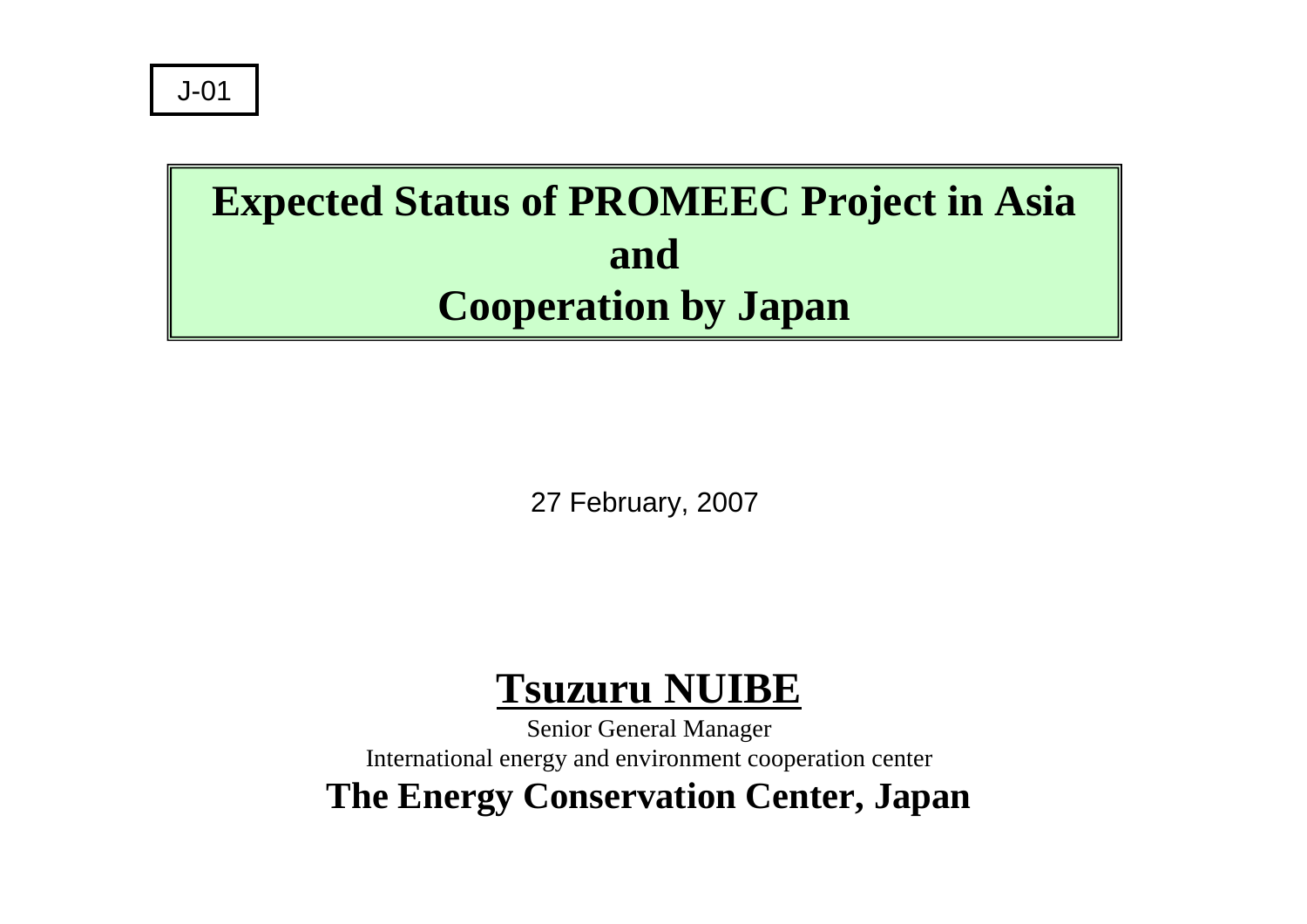J-01

# Expected Status of PROMEEC Project in Asia and Cooperation by Japan

27 February, 2007

**Tsuzuru NUIBE**

Senior General Manager

International energy and environment cooperation center

**The Energy Conservation Center, Japan**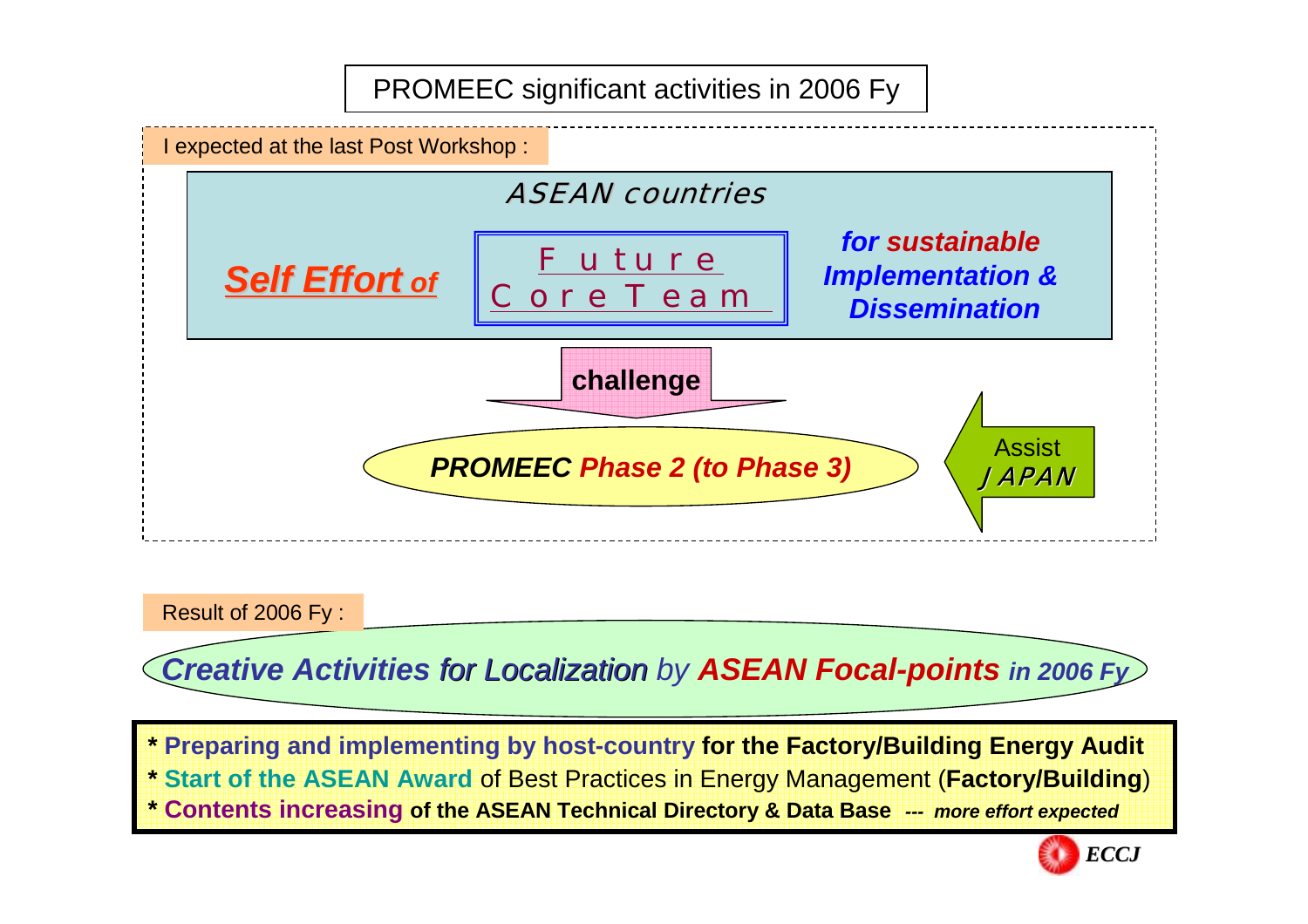# PROMEEC significant activities in 2006 Fy

I expected at the last Post Workshop :

*ASEAN countries*

***Self Effort of*** Future Core Team ***for sustainable Implementation & Dissemination***

**challenge**

***PROMEEC Phase 2 (to Phase 3)***

Assist *JAPAN*

Result of 2006 Fy :

***Creative Activities for Localization*** *by* ***ASEAN Focal-points in 2006 Fy***

- **Preparing and implementing by host-country for the Factory/Building Energy Audit**
- **Start of the ASEAN Award** of Best Practices in Energy Management (**Factory/Building**)
- **Contents increasing of the ASEAN Technical Directory & Data Base** --- ***more effort expected***

*ECCJ*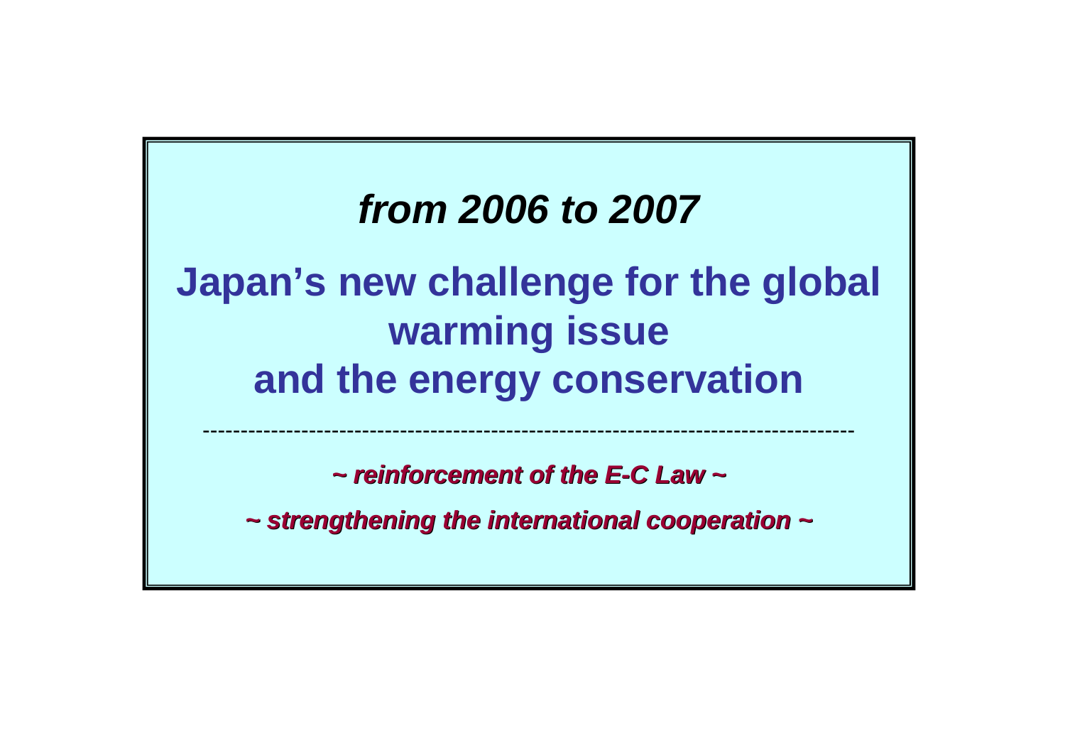***from 2006 to 2007***

# Japan's new challenge for the global warming issue and the energy conservation

---

***~ reinforcement of the E-C Law ~***

***~ strengthening the international cooperation ~***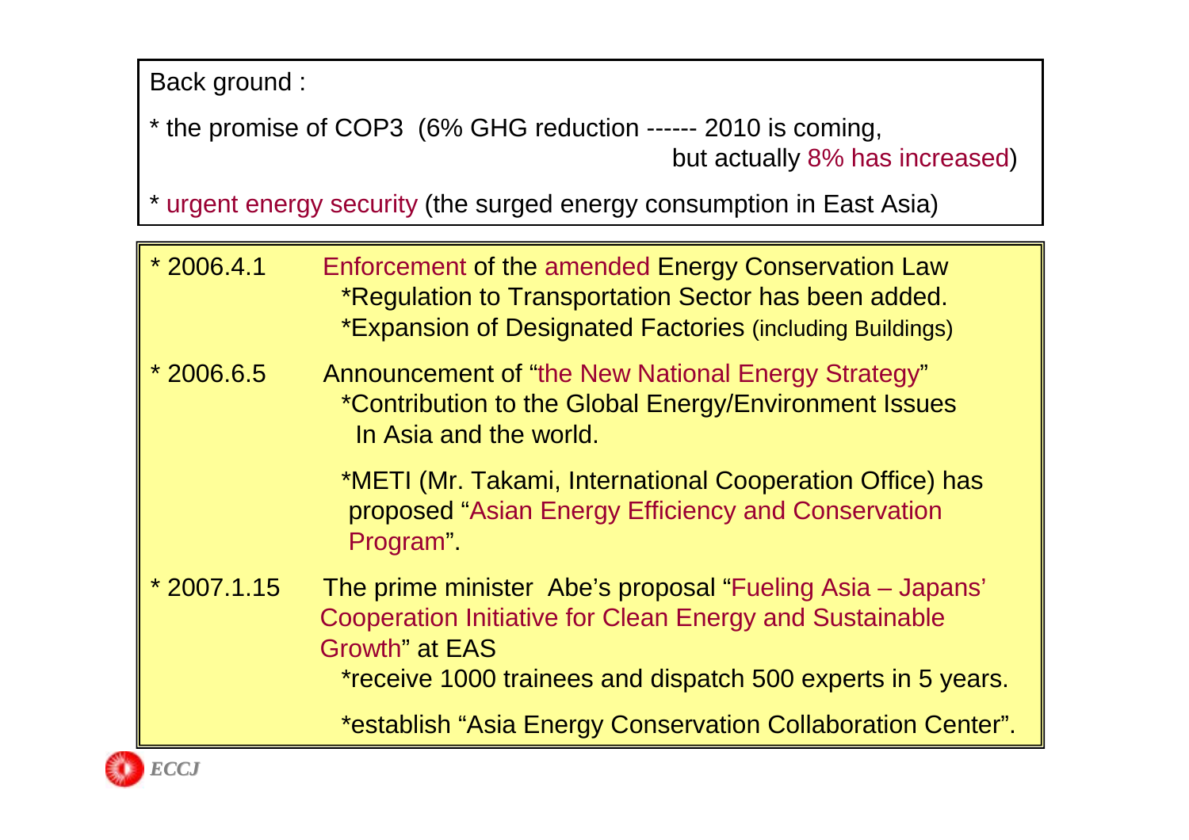Back ground :

* the promise of COP3  (6% GHG reduction ------ 2010 is coming, but actually 8% has increased)

* urgent energy security (the surged energy consumption in East Asia)

* 2006.4.1  Enforcement of the amended Energy Conservation Law
  - *Regulation to Transportation Sector has been added.
  - *Expansion of Designated Factories (including Buildings)

* 2006.6.5  Announcement of "the New National Energy Strategy"
  - *Contribution to the Global Energy/Environment Issues In Asia and the world.
  - *METI (Mr. Takami, International Cooperation Office) has proposed "Asian Energy Efficiency and Conservation Program".

* 2007.1.15  The prime minister  Abe's proposal "Fueling Asia – Japans' Cooperation Initiative for Clean Energy and Sustainable Growth" at EAS
  - *receive 1000 trainees and dispatch 500 experts in 5 years.
  - *establish "Asia Energy Conservation Collaboration Center".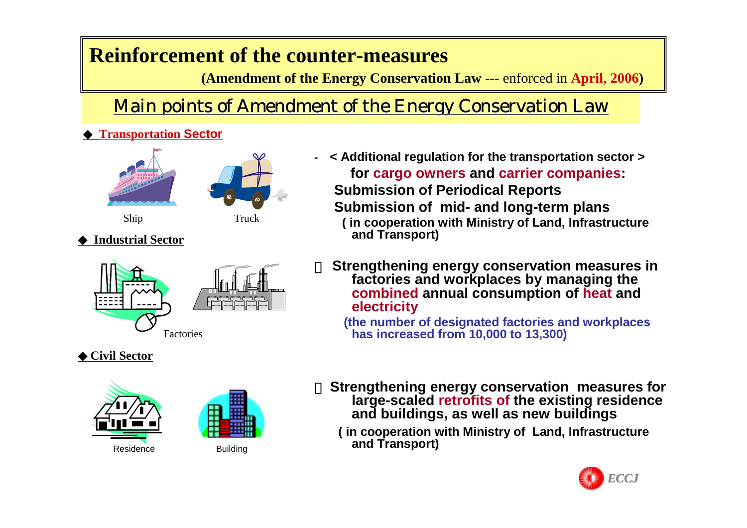# Reinforcement of the counter-measures

**(Amendment of the Energy Conservation Law ---** enforced in **April, 2006)**

## Main points of Amendment of the Energy Conservation Law

◆ **Transportation Sector**

Ship　　Truck

- **< Additional regulation for the transportation sector >**
  **for cargo owners and carrier companies:**
  **Submission of Periodical Reports**
  **Submission of mid- and long-term plans**
  **( in cooperation with Ministry of Land, Infrastructure and Transport)**

◆ **Industrial Sector**

Factories

- **Strengthening energy conservation measures in factories and workplaces by managing the combined annual consumption of heat and electricity**
  **(the number of designated factories and workplaces has increased from 10,000 to 13,300)**

◆ **Civil Sector**

Residence　　Building

- **Strengthening energy conservation measures for large-scaled retrofits of the existing residence and buildings, as well as new buildings**
  **( in cooperation with Ministry of Land, Infrastructure and Transport)**

*ECCJ*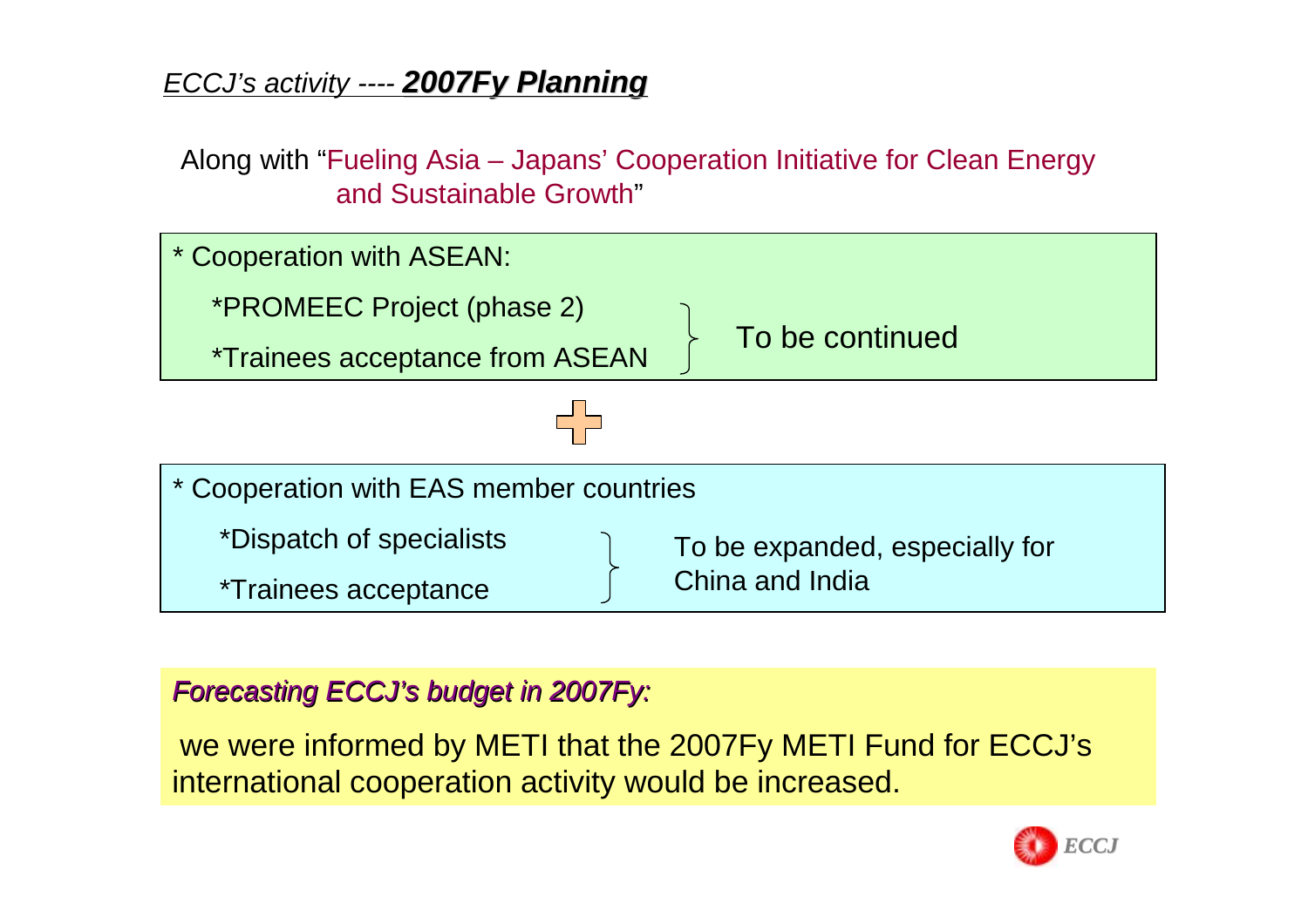## *ECCJ's activity ----* ***2007Fy Planning***

Along with "Fueling Asia – Japans' Cooperation Initiative for Clean Energy and Sustainable Growth"

* Cooperation with ASEAN:
  - *PROMEEC Project (phase 2)
  - *Trainees acceptance from ASEAN

  } To be continued

\+

* Cooperation with EAS member countries
  - *Dispatch of specialists
  - *Trainees acceptance

  } To be expanded, especially for China and India

***Forecasting ECCJ's budget in 2007Fy:***

we were informed by METI that the 2007Fy METI Fund for ECCJ's international cooperation activity would be increased.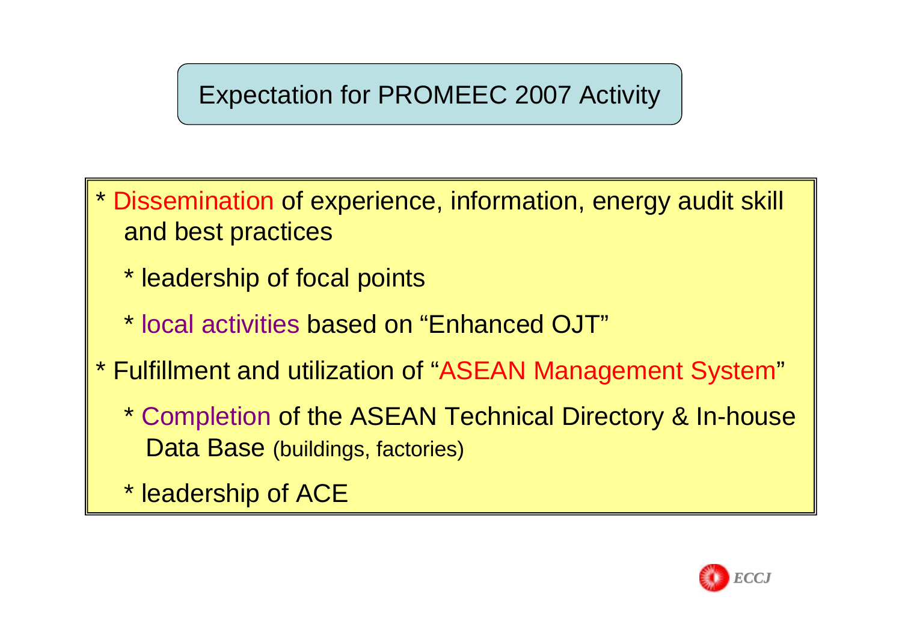# Expectation for PROMEEC 2007 Activity

* Dissemination of experience, information, energy audit skill and best practices
  * leadership of focal points
  * local activities based on "Enhanced OJT"
* Fulfillment and utilization of "ASEAN Management System"
  * Completion of the ASEAN Technical Directory & In-house Data Base (buildings, factories)
  * leadership of ACE

ECCJ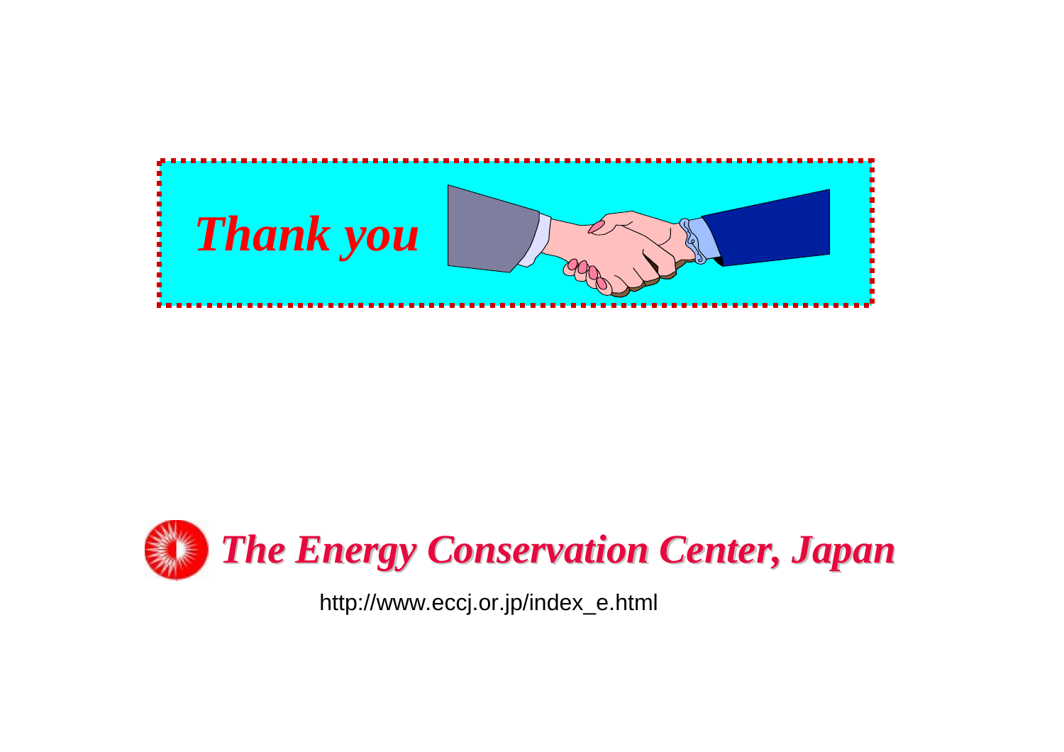***Thank you***

***The Energy Conservation Center, Japan***

http://www.eccj.or.jp/index_e.html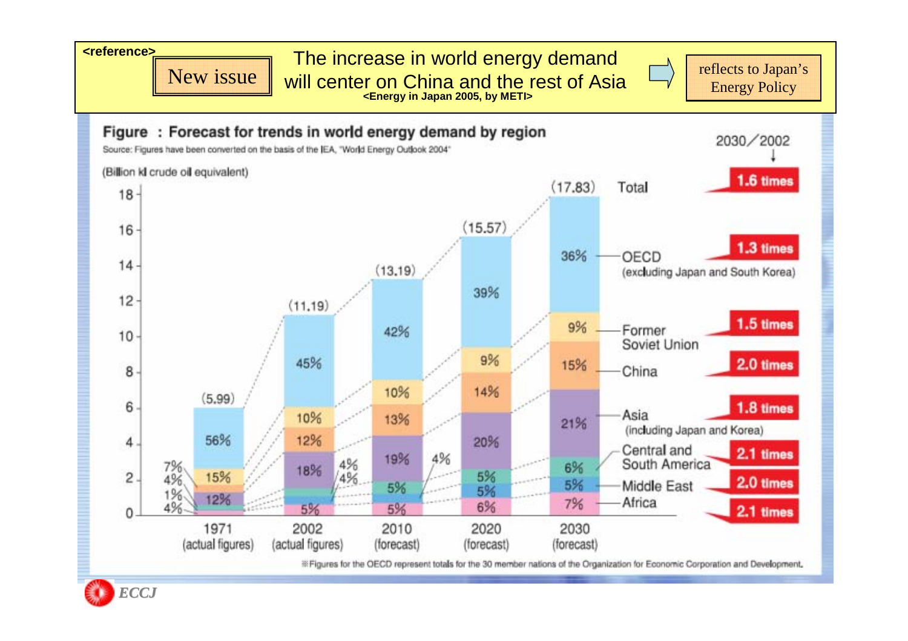<reference>

**New issue** — The increase in world energy demand will center on China and the rest of Asia

<Energy in Japan 2005, by METI>

→ reflects to Japan's Energy Policy

## Figure : Forecast for trends in world energy demand by region

Source: Figures have been converted on the basis of the IEA, "World Energy Outlook 2004"

(Billion kl crude oil equivalent)

| Region | 1971 (actual figures) | 2002 (actual figures) | 2010 (forecast) | 2020 (forecast) | 2030 (forecast) | 2030/2002 |
|---|---|---|---|---|---|---|
| Total | (5.99) | (11.19) | (13.19) | (15.57) | (17.83) | 1.6 times |
| OECD (excluding Japan and South Korea) | 56% | 45% | 42% | 39% | 36% | 1.3 times |
| Former Soviet Union | 15% | 10% | 10% | 9% | 9% | 1.5 times |
| China | 7% | 12% | 13% | 14% | 15% | 2.0 times |
| Asia (including Japan and Korea) | 12% | 18% | 19% | 20% | 21% | 1.8 times |
| Central and South America | 4% | 4% | 5% | 5% | 6% | 2.1 times |
| Middle East | 1% | 4% | 4% | 5% | 5% | 2.0 times |
| Africa | 4% | 5% | 5% | 6% | 7% | 2.1 times |

※Figures for the OECD represent totals for the 30 member nations of the Organization for Economic Corporation and Development.

*ECCJ*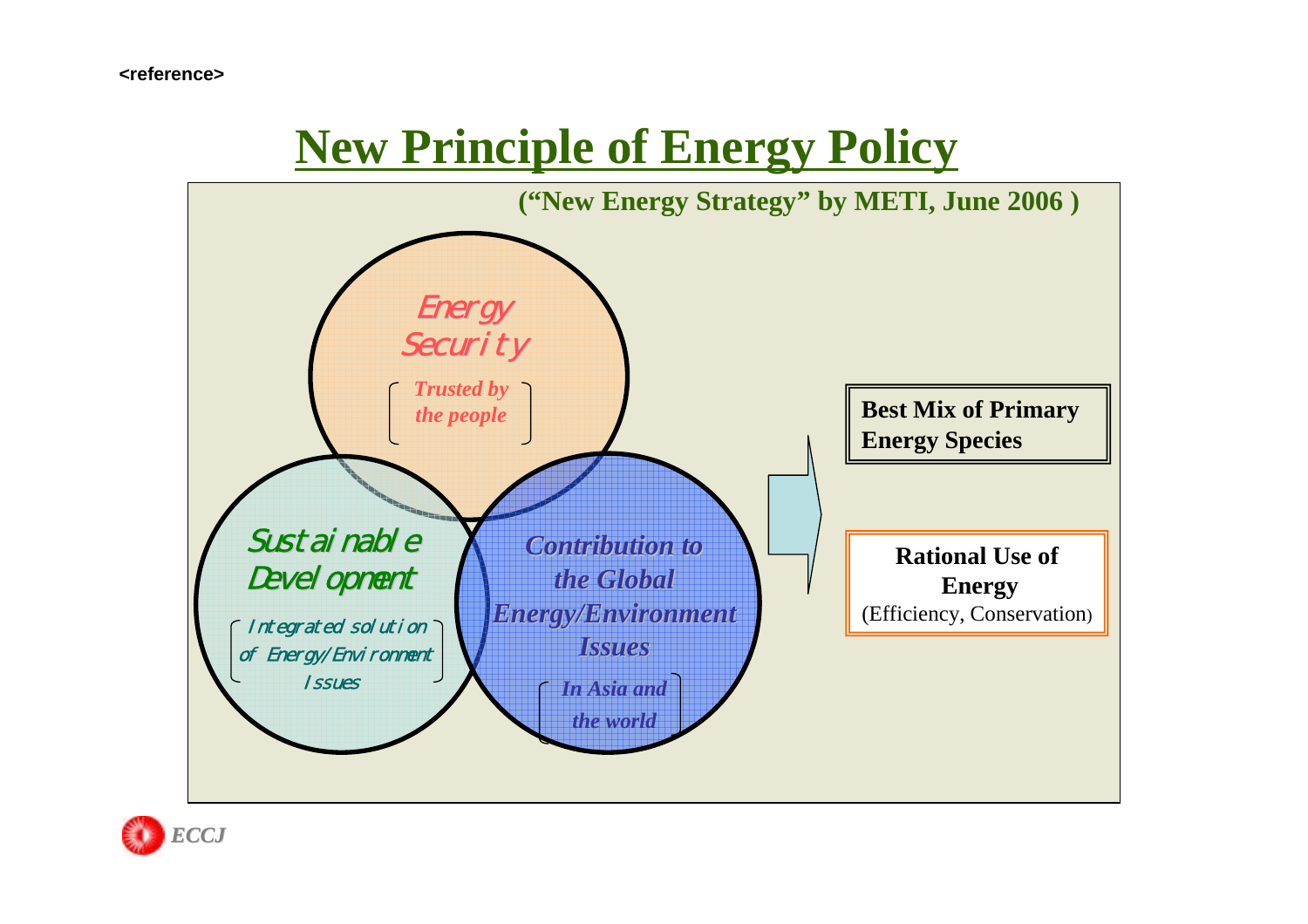<reference>

# New Principle of Energy Policy

**("New Energy Strategy" by METI, June 2006 )**

*Energy Security*

*Trusted by the people*

*Sustainable Development*

*Integrated solution of Energy/Environment Issues*

***Contribution to the Global Energy/Environment Issues***

***In Asia and the world***

**Best Mix of Primary Energy Species**

**Rational Use of Energy**
(Efficiency, Conservation)

*ECCJ*